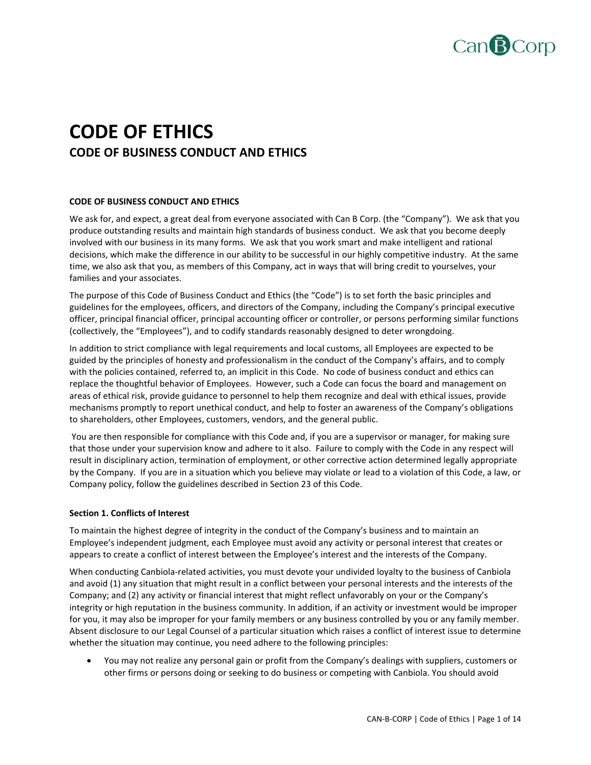# CODE OF ETHICS

## CODE OF BUSINESS CONDUCT AND ETHICS

**CODE OF BUSINESS CONDUCT AND ETHICS**

We ask for, and expect, a great deal from everyone associated with Can B Corp. (the "Company"). We ask that you produce outstanding results and maintain high standards of business conduct. We ask that you become deeply involved with our business in its many forms. We ask that you work smart and make intelligent and rational decisions, which make the difference in our ability to be successful in our highly competitive industry. At the same time, we also ask that you, as members of this Company, act in ways that will bring credit to yourselves, your families and your associates.

The purpose of this Code of Business Conduct and Ethics (the "Code") is to set forth the basic principles and guidelines for the employees, officers, and directors of the Company, including the Company's principal executive officer, principal financial officer, principal accounting officer or controller, or persons performing similar functions (collectively, the "Employees"), and to codify standards reasonably designed to deter wrongdoing.

In addition to strict compliance with legal requirements and local customs, all Employees are expected to be guided by the principles of honesty and professionalism in the conduct of the Company's affairs, and to comply with the policies contained, referred to, an implicit in this Code. No code of business conduct and ethics can replace the thoughtful behavior of Employees. However, such a Code can focus the board and management on areas of ethical risk, provide guidance to personnel to help them recognize and deal with ethical issues, provide mechanisms promptly to report unethical conduct, and help to foster an awareness of the Company's obligations to shareholders, other Employees, customers, vendors, and the general public.

You are then responsible for compliance with this Code and, if you are a supervisor or manager, for making sure that those under your supervision know and adhere to it also. Failure to comply with the Code in any respect will result in disciplinary action, termination of employment, or other corrective action determined legally appropriate by the Company. If you are in a situation which you believe may violate or lead to a violation of this Code, a law, or Company policy, follow the guidelines described in Section 23 of this Code.

**Section 1. Conflicts of Interest**

To maintain the highest degree of integrity in the conduct of the Company's business and to maintain an Employee's independent judgment, each Employee must avoid any activity or personal interest that creates or appears to create a conflict of interest between the Employee's interest and the interests of the Company.

When conducting Canbiola-related activities, you must devote your undivided loyalty to the business of Canbiola and avoid (1) any situation that might result in a conflict between your personal interests and the interests of the Company; and (2) any activity or financial interest that might reflect unfavorably on your or the Company's integrity or high reputation in the business community. In addition, if an activity or investment would be improper for you, it may also be improper for your family members or any business controlled by you or any family member. Absent disclosure to our Legal Counsel of a particular situation which raises a conflict of interest issue to determine whether the situation may continue, you need adhere to the following principles:

- You may not realize any personal gain or profit from the Company's dealings with suppliers, customers or other firms or persons doing or seeking to do business or competing with Canbiola. You should avoid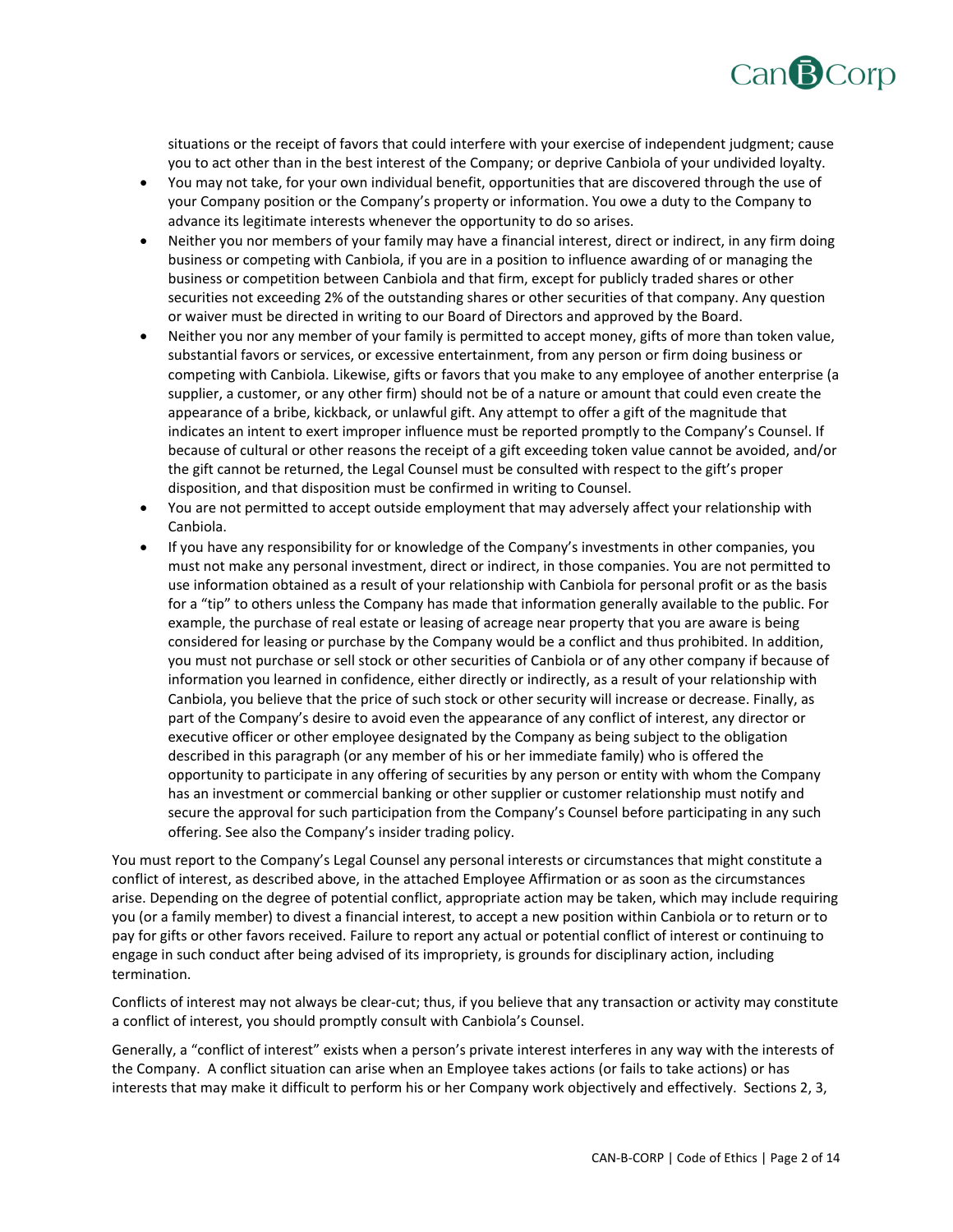situations or the receipt of favors that could interfere with your exercise of independent judgment; cause you to act other than in the best interest of the Company; or deprive Canbiola of your undivided loyalty.

- You may not take, for your own individual benefit, opportunities that are discovered through the use of your Company position or the Company's property or information. You owe a duty to the Company to advance its legitimate interests whenever the opportunity to do so arises.
- Neither you nor members of your family may have a financial interest, direct or indirect, in any firm doing business or competing with Canbiola, if you are in a position to influence awarding of or managing the business or competition between Canbiola and that firm, except for publicly traded shares or other securities not exceeding 2% of the outstanding shares or other securities of that company. Any question or waiver must be directed in writing to our Board of Directors and approved by the Board.
- Neither you nor any member of your family is permitted to accept money, gifts of more than token value, substantial favors or services, or excessive entertainment, from any person or firm doing business or competing with Canbiola. Likewise, gifts or favors that you make to any employee of another enterprise (a supplier, a customer, or any other firm) should not be of a nature or amount that could even create the appearance of a bribe, kickback, or unlawful gift. Any attempt to offer a gift of the magnitude that indicates an intent to exert improper influence must be reported promptly to the Company's Counsel. If because of cultural or other reasons the receipt of a gift exceeding token value cannot be avoided, and/or the gift cannot be returned, the Legal Counsel must be consulted with respect to the gift's proper disposition, and that disposition must be confirmed in writing to Counsel.
- You are not permitted to accept outside employment that may adversely affect your relationship with Canbiola.
- If you have any responsibility for or knowledge of the Company's investments in other companies, you must not make any personal investment, direct or indirect, in those companies. You are not permitted to use information obtained as a result of your relationship with Canbiola for personal profit or as the basis for a "tip" to others unless the Company has made that information generally available to the public. For example, the purchase of real estate or leasing of acreage near property that you are aware is being considered for leasing or purchase by the Company would be a conflict and thus prohibited. In addition, you must not purchase or sell stock or other securities of Canbiola or of any other company if because of information you learned in confidence, either directly or indirectly, as a result of your relationship with Canbiola, you believe that the price of such stock or other security will increase or decrease. Finally, as part of the Company's desire to avoid even the appearance of any conflict of interest, any director or executive officer or other employee designated by the Company as being subject to the obligation described in this paragraph (or any member of his or her immediate family) who is offered the opportunity to participate in any offering of securities by any person or entity with whom the Company has an investment or commercial banking or other supplier or customer relationship must notify and secure the approval for such participation from the Company's Counsel before participating in any such offering. See also the Company's insider trading policy.

You must report to the Company's Legal Counsel any personal interests or circumstances that might constitute a conflict of interest, as described above, in the attached Employee Affirmation or as soon as the circumstances arise. Depending on the degree of potential conflict, appropriate action may be taken, which may include requiring you (or a family member) to divest a financial interest, to accept a new position within Canbiola or to return or to pay for gifts or other favors received. Failure to report any actual or potential conflict of interest or continuing to engage in such conduct after being advised of its impropriety, is grounds for disciplinary action, including termination.

Conflicts of interest may not always be clear-cut; thus, if you believe that any transaction or activity may constitute a conflict of interest, you should promptly consult with Canbiola's Counsel.

Generally, a "conflict of interest" exists when a person's private interest interferes in any way with the interests of the Company. A conflict situation can arise when an Employee takes actions (or fails to take actions) or has interests that may make it difficult to perform his or her Company work objectively and effectively. Sections 2, 3,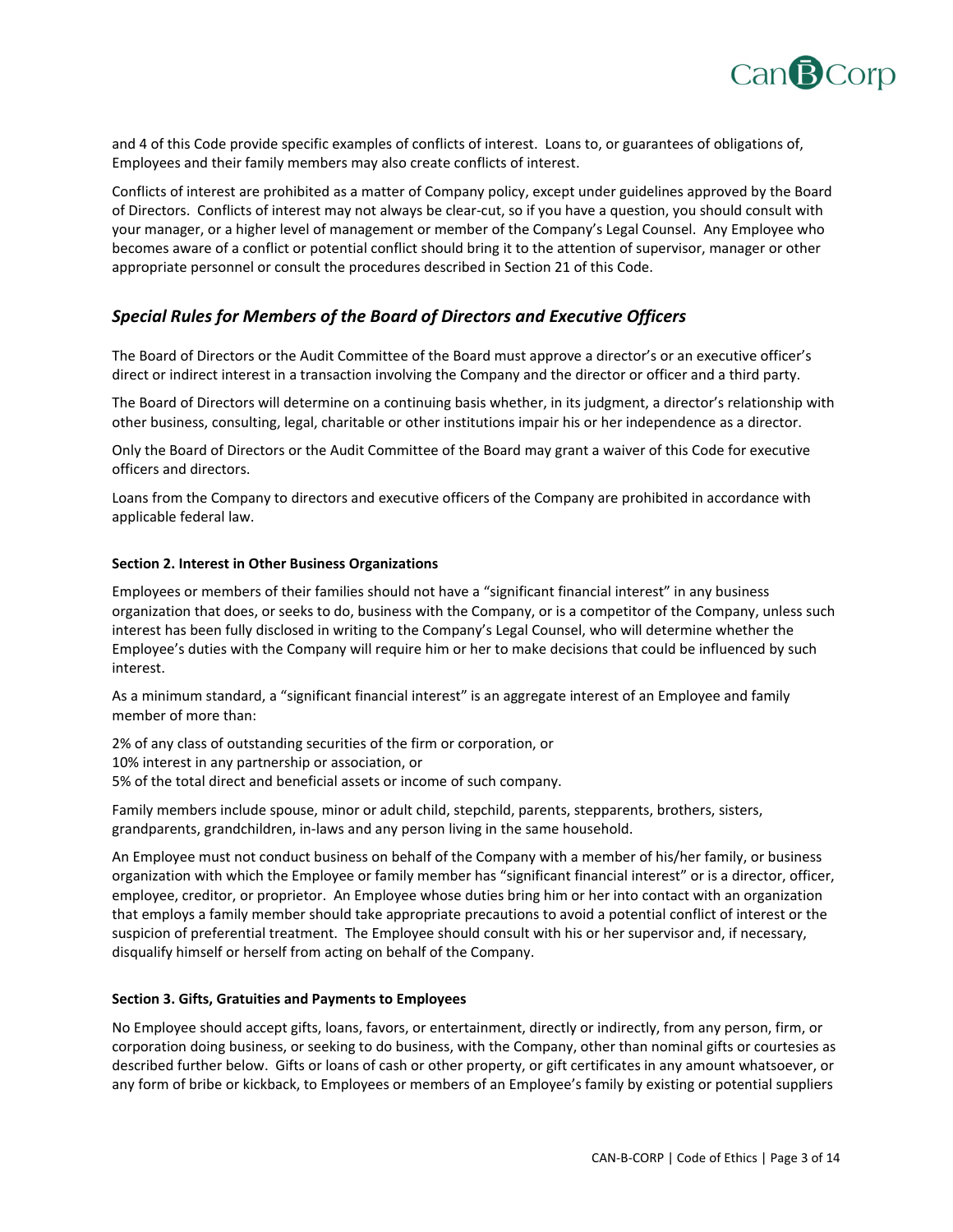and 4 of this Code provide specific examples of conflicts of interest. Loans to, or guarantees of obligations of, Employees and their family members may also create conflicts of interest.

Conflicts of interest are prohibited as a matter of Company policy, except under guidelines approved by the Board of Directors. Conflicts of interest may not always be clear-cut, so if you have a question, you should consult with your manager, or a higher level of management or member of the Company's Legal Counsel. Any Employee who becomes aware of a conflict or potential conflict should bring it to the attention of supervisor, manager or other appropriate personnel or consult the procedures described in Section 21 of this Code.

## *Special Rules for Members of the Board of Directors and Executive Officers*

The Board of Directors or the Audit Committee of the Board must approve a director's or an executive officer's direct or indirect interest in a transaction involving the Company and the director or officer and a third party.

The Board of Directors will determine on a continuing basis whether, in its judgment, a director's relationship with other business, consulting, legal, charitable or other institutions impair his or her independence as a director.

Only the Board of Directors or the Audit Committee of the Board may grant a waiver of this Code for executive officers and directors.

Loans from the Company to directors and executive officers of the Company are prohibited in accordance with applicable federal law.

### Section 2. Interest in Other Business Organizations

Employees or members of their families should not have a "significant financial interest" in any business organization that does, or seeks to do, business with the Company, or is a competitor of the Company, unless such interest has been fully disclosed in writing to the Company's Legal Counsel, who will determine whether the Employee's duties with the Company will require him or her to make decisions that could be influenced by such interest.

As a minimum standard, a "significant financial interest" is an aggregate interest of an Employee and family member of more than:

2% of any class of outstanding securities of the firm or corporation, or
10% interest in any partnership or association, or
5% of the total direct and beneficial assets or income of such company.

Family members include spouse, minor or adult child, stepchild, parents, stepparents, brothers, sisters, grandparents, grandchildren, in-laws and any person living in the same household.

An Employee must not conduct business on behalf of the Company with a member of his/her family, or business organization with which the Employee or family member has "significant financial interest" or is a director, officer, employee, creditor, or proprietor. An Employee whose duties bring him or her into contact with an organization that employs a family member should take appropriate precautions to avoid a potential conflict of interest or the suspicion of preferential treatment. The Employee should consult with his or her supervisor and, if necessary, disqualify himself or herself from acting on behalf of the Company.

### Section 3. Gifts, Gratuities and Payments to Employees

No Employee should accept gifts, loans, favors, or entertainment, directly or indirectly, from any person, firm, or corporation doing business, or seeking to do business, with the Company, other than nominal gifts or courtesies as described further below. Gifts or loans of cash or other property, or gift certificates in any amount whatsoever, or any form of bribe or kickback, to Employees or members of an Employee's family by existing or potential suppliers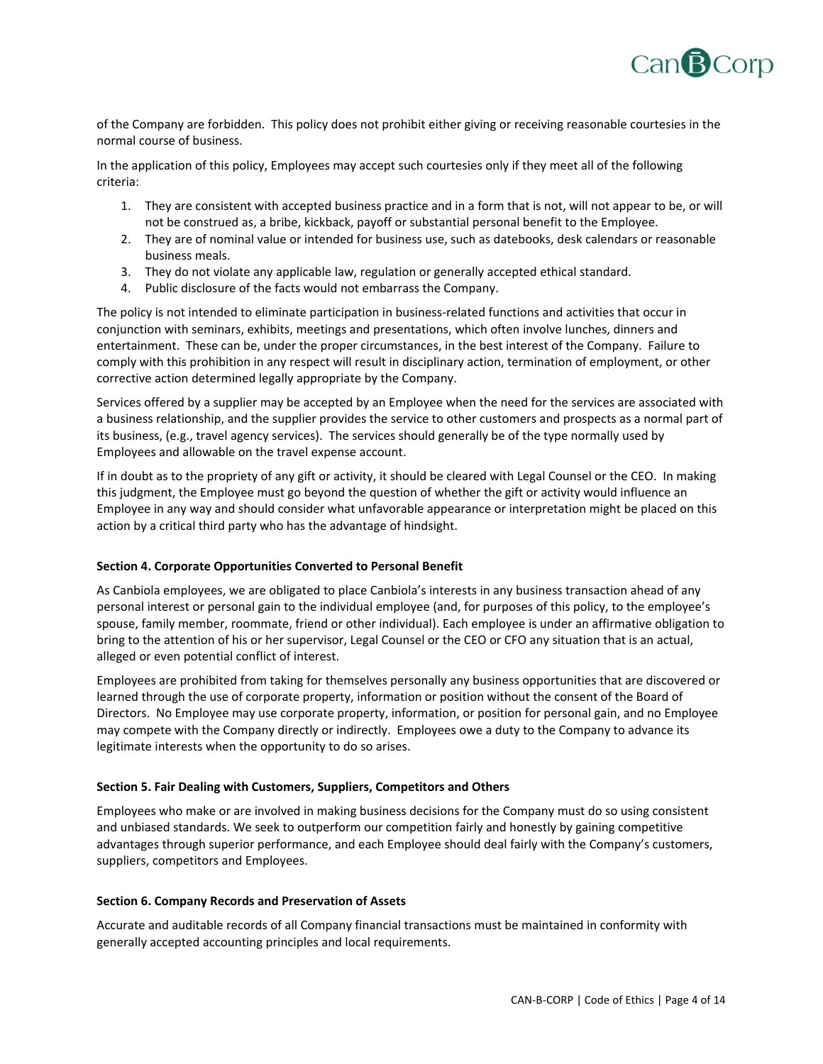of the Company are forbidden. This policy does not prohibit either giving or receiving reasonable courtesies in the normal course of business.

In the application of this policy, Employees may accept such courtesies only if they meet all of the following criteria:

1. They are consistent with accepted business practice and in a form that is not, will not appear to be, or will not be construed as, a bribe, kickback, payoff or substantial personal benefit to the Employee.
2. They are of nominal value or intended for business use, such as datebooks, desk calendars or reasonable business meals.
3. They do not violate any applicable law, regulation or generally accepted ethical standard.
4. Public disclosure of the facts would not embarrass the Company.

The policy is not intended to eliminate participation in business-related functions and activities that occur in conjunction with seminars, exhibits, meetings and presentations, which often involve lunches, dinners and entertainment. These can be, under the proper circumstances, in the best interest of the Company. Failure to comply with this prohibition in any respect will result in disciplinary action, termination of employment, or other corrective action determined legally appropriate by the Company.

Services offered by a supplier may be accepted by an Employee when the need for the services are associated with a business relationship, and the supplier provides the service to other customers and prospects as a normal part of its business, (e.g., travel agency services). The services should generally be of the type normally used by Employees and allowable on the travel expense account.

If in doubt as to the propriety of any gift or activity, it should be cleared with Legal Counsel or the CEO. In making this judgment, the Employee must go beyond the question of whether the gift or activity would influence an Employee in any way and should consider what unfavorable appearance or interpretation might be placed on this action by a critical third party who has the advantage of hindsight.

**Section 4. Corporate Opportunities Converted to Personal Benefit**

As Canbiola employees, we are obligated to place Canbiola's interests in any business transaction ahead of any personal interest or personal gain to the individual employee (and, for purposes of this policy, to the employee's spouse, family member, roommate, friend or other individual). Each employee is under an affirmative obligation to bring to the attention of his or her supervisor, Legal Counsel or the CEO or CFO any situation that is an actual, alleged or even potential conflict of interest.

Employees are prohibited from taking for themselves personally any business opportunities that are discovered or learned through the use of corporate property, information or position without the consent of the Board of Directors. No Employee may use corporate property, information, or position for personal gain, and no Employee may compete with the Company directly or indirectly. Employees owe a duty to the Company to advance its legitimate interests when the opportunity to do so arises.

**Section 5. Fair Dealing with Customers, Suppliers, Competitors and Others**

Employees who make or are involved in making business decisions for the Company must do so using consistent and unbiased standards. We seek to outperform our competition fairly and honestly by gaining competitive advantages through superior performance, and each Employee should deal fairly with the Company's customers, suppliers, competitors and Employees.

**Section 6. Company Records and Preservation of Assets**

Accurate and auditable records of all Company financial transactions must be maintained in conformity with generally accepted accounting principles and local requirements.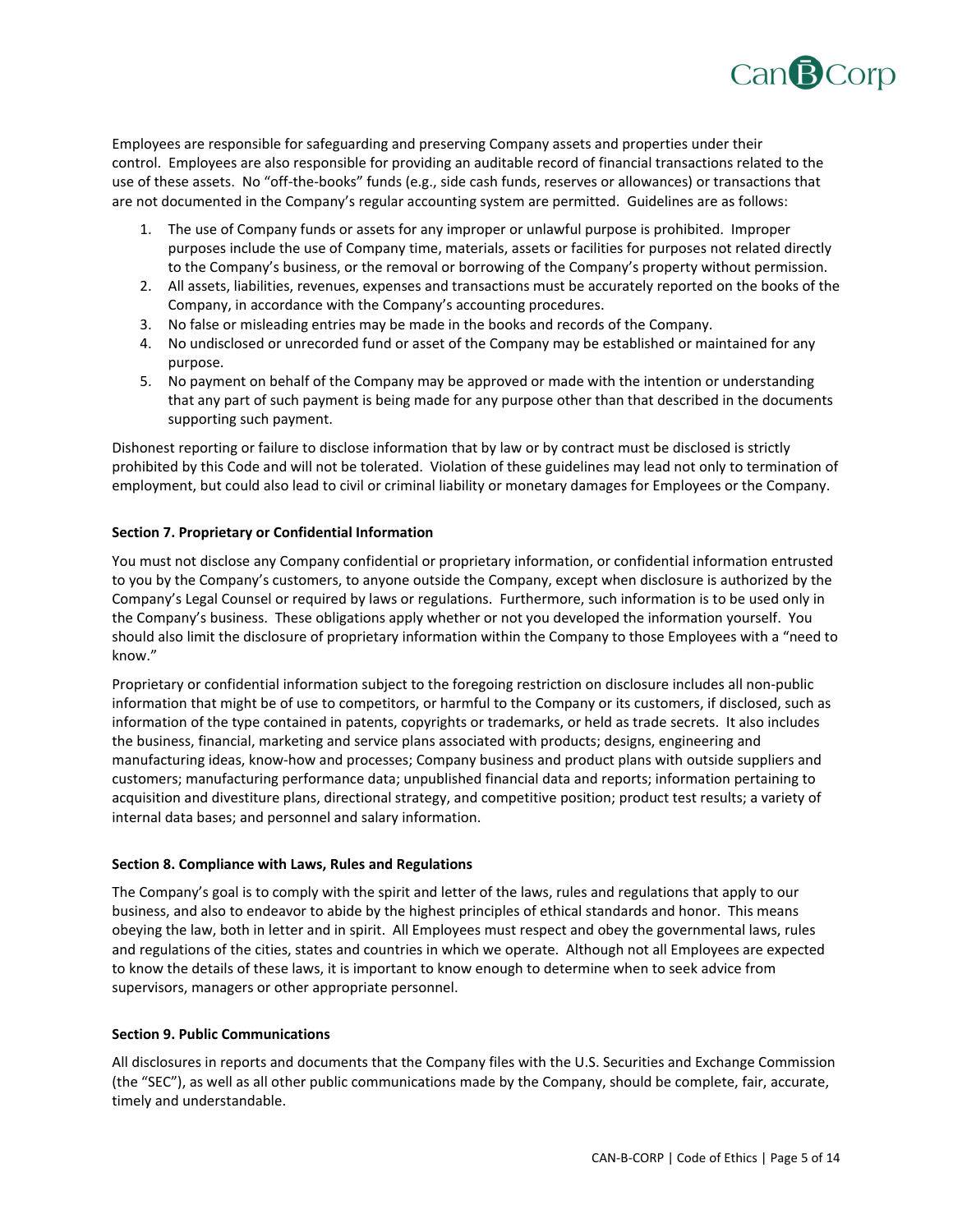Employees are responsible for safeguarding and preserving Company assets and properties under their control. Employees are also responsible for providing an auditable record of financial transactions related to the use of these assets. No "off-the-books" funds (e.g., side cash funds, reserves or allowances) or transactions that are not documented in the Company's regular accounting system are permitted. Guidelines are as follows:

1. The use of Company funds or assets for any improper or unlawful purpose is prohibited. Improper purposes include the use of Company time, materials, assets or facilities for purposes not related directly to the Company's business, or the removal or borrowing of the Company's property without permission.
2. All assets, liabilities, revenues, expenses and transactions must be accurately reported on the books of the Company, in accordance with the Company's accounting procedures.
3. No false or misleading entries may be made in the books and records of the Company.
4. No undisclosed or unrecorded fund or asset of the Company may be established or maintained for any purpose.
5. No payment on behalf of the Company may be approved or made with the intention or understanding that any part of such payment is being made for any purpose other than that described in the documents supporting such payment.

Dishonest reporting or failure to disclose information that by law or by contract must be disclosed is strictly prohibited by this Code and will not be tolerated. Violation of these guidelines may lead not only to termination of employment, but could also lead to civil or criminal liability or monetary damages for Employees or the Company.

**Section 7. Proprietary or Confidential Information**

You must not disclose any Company confidential or proprietary information, or confidential information entrusted to you by the Company's customers, to anyone outside the Company, except when disclosure is authorized by the Company's Legal Counsel or required by laws or regulations. Furthermore, such information is to be used only in the Company's business. These obligations apply whether or not you developed the information yourself. You should also limit the disclosure of proprietary information within the Company to those Employees with a "need to know."

Proprietary or confidential information subject to the foregoing restriction on disclosure includes all non-public information that might be of use to competitors, or harmful to the Company or its customers, if disclosed, such as information of the type contained in patents, copyrights or trademarks, or held as trade secrets. It also includes the business, financial, marketing and service plans associated with products; designs, engineering and manufacturing ideas, know-how and processes; Company business and product plans with outside suppliers and customers; manufacturing performance data; unpublished financial data and reports; information pertaining to acquisition and divestiture plans, directional strategy, and competitive position; product test results; a variety of internal data bases; and personnel and salary information.

**Section 8. Compliance with Laws, Rules and Regulations**

The Company's goal is to comply with the spirit and letter of the laws, rules and regulations that apply to our business, and also to endeavor to abide by the highest principles of ethical standards and honor. This means obeying the law, both in letter and in spirit. All Employees must respect and obey the governmental laws, rules and regulations of the cities, states and countries in which we operate. Although not all Employees are expected to know the details of these laws, it is important to know enough to determine when to seek advice from supervisors, managers or other appropriate personnel.

**Section 9. Public Communications**

All disclosures in reports and documents that the Company files with the U.S. Securities and Exchange Commission (the "SEC"), as well as all other public communications made by the Company, should be complete, fair, accurate, timely and understandable.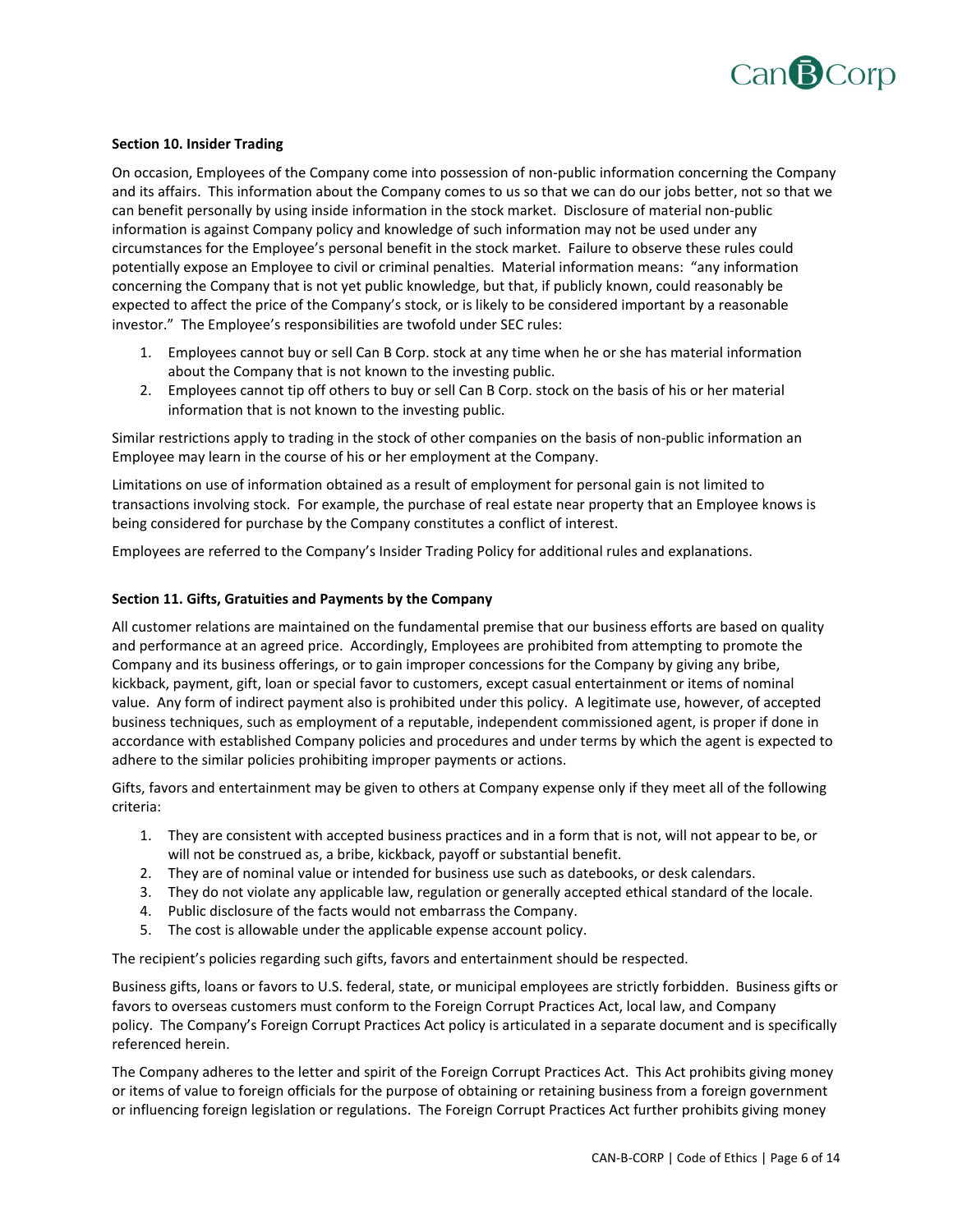**Section 10. Insider Trading**

On occasion, Employees of the Company come into possession of non-public information concerning the Company and its affairs. This information about the Company comes to us so that we can do our jobs better, not so that we can benefit personally by using inside information in the stock market. Disclosure of material non-public information is against Company policy and knowledge of such information may not be used under any circumstances for the Employee's personal benefit in the stock market. Failure to observe these rules could potentially expose an Employee to civil or criminal penalties. Material information means: "any information concerning the Company that is not yet public knowledge, but that, if publicly known, could reasonably be expected to affect the price of the Company's stock, or is likely to be considered important by a reasonable investor." The Employee's responsibilities are twofold under SEC rules:

1. Employees cannot buy or sell Can B Corp. stock at any time when he or she has material information about the Company that is not known to the investing public.
2. Employees cannot tip off others to buy or sell Can B Corp. stock on the basis of his or her material information that is not known to the investing public.

Similar restrictions apply to trading in the stock of other companies on the basis of non-public information an Employee may learn in the course of his or her employment at the Company.

Limitations on use of information obtained as a result of employment for personal gain is not limited to transactions involving stock. For example, the purchase of real estate near property that an Employee knows is being considered for purchase by the Company constitutes a conflict of interest.

Employees are referred to the Company's Insider Trading Policy for additional rules and explanations.

**Section 11. Gifts, Gratuities and Payments by the Company**

All customer relations are maintained on the fundamental premise that our business efforts are based on quality and performance at an agreed price. Accordingly, Employees are prohibited from attempting to promote the Company and its business offerings, or to gain improper concessions for the Company by giving any bribe, kickback, payment, gift, loan or special favor to customers, except casual entertainment or items of nominal value. Any form of indirect payment also is prohibited under this policy. A legitimate use, however, of accepted business techniques, such as employment of a reputable, independent commissioned agent, is proper if done in accordance with established Company policies and procedures and under terms by which the agent is expected to adhere to the similar policies prohibiting improper payments or actions.

Gifts, favors and entertainment may be given to others at Company expense only if they meet all of the following criteria:

1. They are consistent with accepted business practices and in a form that is not, will not appear to be, or will not be construed as, a bribe, kickback, payoff or substantial benefit.
2. They are of nominal value or intended for business use such as datebooks, or desk calendars.
3. They do not violate any applicable law, regulation or generally accepted ethical standard of the locale.
4. Public disclosure of the facts would not embarrass the Company.
5. The cost is allowable under the applicable expense account policy.

The recipient's policies regarding such gifts, favors and entertainment should be respected.

Business gifts, loans or favors to U.S. federal, state, or municipal employees are strictly forbidden. Business gifts or favors to overseas customers must conform to the Foreign Corrupt Practices Act, local law, and Company policy. The Company's Foreign Corrupt Practices Act policy is articulated in a separate document and is specifically referenced herein.

The Company adheres to the letter and spirit of the Foreign Corrupt Practices Act. This Act prohibits giving money or items of value to foreign officials for the purpose of obtaining or retaining business from a foreign government or influencing foreign legislation or regulations. The Foreign Corrupt Practices Act further prohibits giving money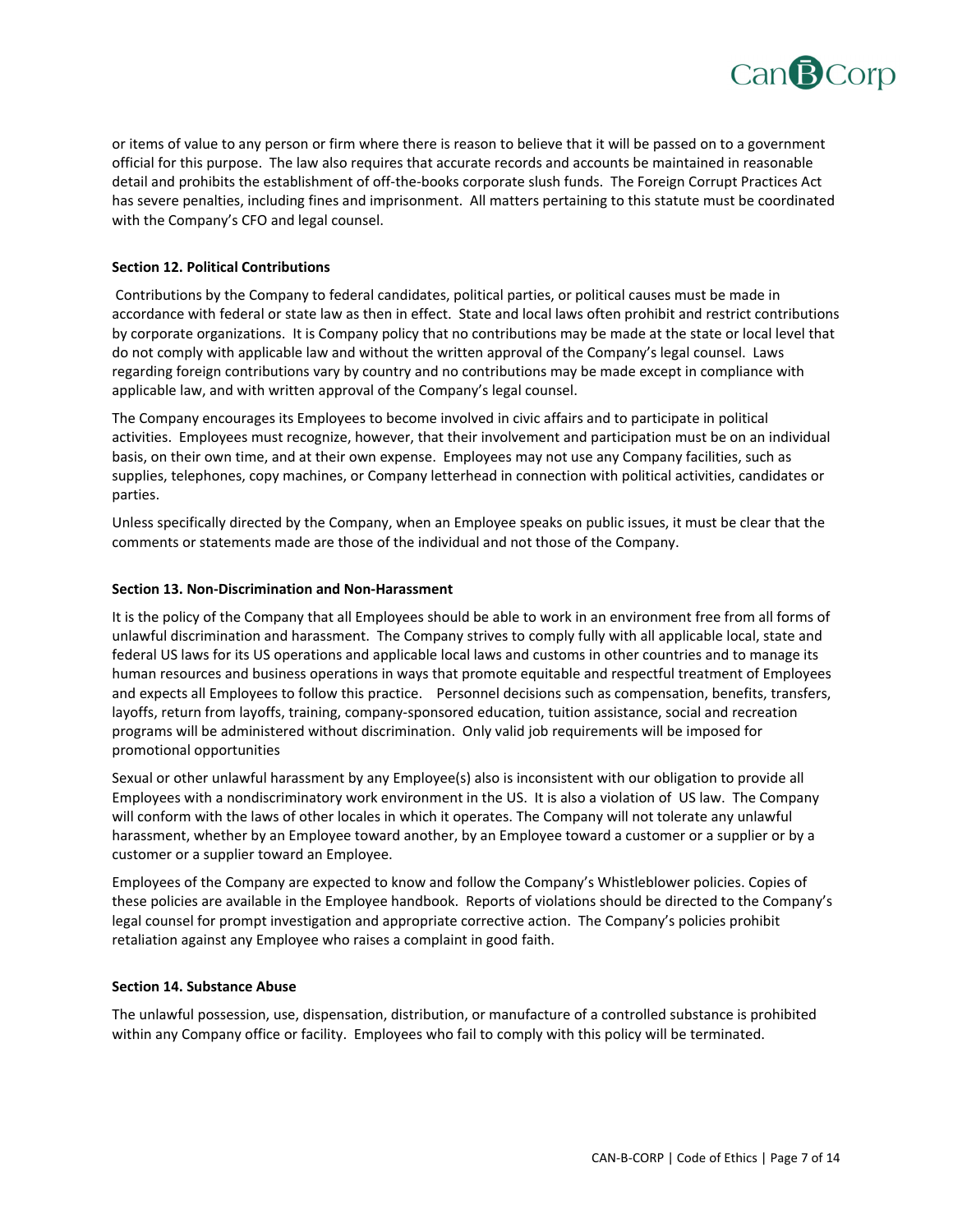or items of value to any person or firm where there is reason to believe that it will be passed on to a government official for this purpose. The law also requires that accurate records and accounts be maintained in reasonable detail and prohibits the establishment of off-the-books corporate slush funds. The Foreign Corrupt Practices Act has severe penalties, including fines and imprisonment. All matters pertaining to this statute must be coordinated with the Company's CFO and legal counsel.

**Section 12. Political Contributions**

Contributions by the Company to federal candidates, political parties, or political causes must be made in accordance with federal or state law as then in effect. State and local laws often prohibit and restrict contributions by corporate organizations. It is Company policy that no contributions may be made at the state or local level that do not comply with applicable law and without the written approval of the Company's legal counsel. Laws regarding foreign contributions vary by country and no contributions may be made except in compliance with applicable law, and with written approval of the Company's legal counsel.

The Company encourages its Employees to become involved in civic affairs and to participate in political activities. Employees must recognize, however, that their involvement and participation must be on an individual basis, on their own time, and at their own expense. Employees may not use any Company facilities, such as supplies, telephones, copy machines, or Company letterhead in connection with political activities, candidates or parties.

Unless specifically directed by the Company, when an Employee speaks on public issues, it must be clear that the comments or statements made are those of the individual and not those of the Company.

**Section 13. Non-Discrimination and Non-Harassment**

It is the policy of the Company that all Employees should be able to work in an environment free from all forms of unlawful discrimination and harassment. The Company strives to comply fully with all applicable local, state and federal US laws for its US operations and applicable local laws and customs in other countries and to manage its human resources and business operations in ways that promote equitable and respectful treatment of Employees and expects all Employees to follow this practice. Personnel decisions such as compensation, benefits, transfers, layoffs, return from layoffs, training, company-sponsored education, tuition assistance, social and recreation programs will be administered without discrimination. Only valid job requirements will be imposed for promotional opportunities

Sexual or other unlawful harassment by any Employee(s) also is inconsistent with our obligation to provide all Employees with a nondiscriminatory work environment in the US. It is also a violation of US law. The Company will conform with the laws of other locales in which it operates. The Company will not tolerate any unlawful harassment, whether by an Employee toward another, by an Employee toward a customer or a supplier or by a customer or a supplier toward an Employee.

Employees of the Company are expected to know and follow the Company's Whistleblower policies. Copies of these policies are available in the Employee handbook. Reports of violations should be directed to the Company's legal counsel for prompt investigation and appropriate corrective action. The Company's policies prohibit retaliation against any Employee who raises a complaint in good faith.

**Section 14. Substance Abuse**

The unlawful possession, use, dispensation, distribution, or manufacture of a controlled substance is prohibited within any Company office or facility. Employees who fail to comply with this policy will be terminated.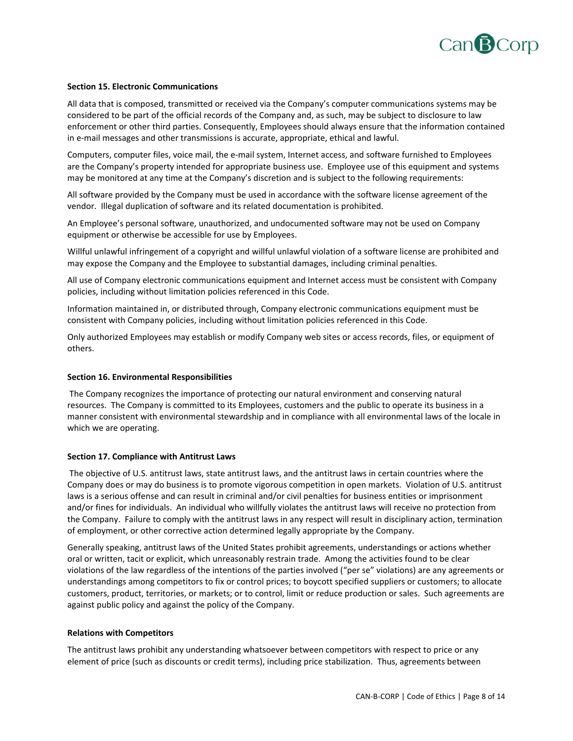**Section 15. Electronic Communications**

All data that is composed, transmitted or received via the Company's computer communications systems may be considered to be part of the official records of the Company and, as such, may be subject to disclosure to law enforcement or other third parties. Consequently, Employees should always ensure that the information contained in e-mail messages and other transmissions is accurate, appropriate, ethical and lawful.

Computers, computer files, voice mail, the e-mail system, Internet access, and software furnished to Employees are the Company's property intended for appropriate business use. Employee use of this equipment and systems may be monitored at any time at the Company's discretion and is subject to the following requirements:

All software provided by the Company must be used in accordance with the software license agreement of the vendor. Illegal duplication of software and its related documentation is prohibited.

An Employee's personal software, unauthorized, and undocumented software may not be used on Company equipment or otherwise be accessible for use by Employees.

Willful unlawful infringement of a copyright and willful unlawful violation of a software license are prohibited and may expose the Company and the Employee to substantial damages, including criminal penalties.

All use of Company electronic communications equipment and Internet access must be consistent with Company policies, including without limitation policies referenced in this Code.

Information maintained in, or distributed through, Company electronic communications equipment must be consistent with Company policies, including without limitation policies referenced in this Code.

Only authorized Employees may establish or modify Company web sites or access records, files, or equipment of others.

**Section 16. Environmental Responsibilities**

The Company recognizes the importance of protecting our natural environment and conserving natural resources. The Company is committed to its Employees, customers and the public to operate its business in a manner consistent with environmental stewardship and in compliance with all environmental laws of the locale in which we are operating.

**Section 17. Compliance with Antitrust Laws**

The objective of U.S. antitrust laws, state antitrust laws, and the antitrust laws in certain countries where the Company does or may do business is to promote vigorous competition in open markets. Violation of U.S. antitrust laws is a serious offense and can result in criminal and/or civil penalties for business entities or imprisonment and/or fines for individuals. An individual who willfully violates the antitrust laws will receive no protection from the Company. Failure to comply with the antitrust laws in any respect will result in disciplinary action, termination of employment, or other corrective action determined legally appropriate by the Company.

Generally speaking, antitrust laws of the United States prohibit agreements, understandings or actions whether oral or written, tacit or explicit, which unreasonably restrain trade. Among the activities found to be clear violations of the law regardless of the intentions of the parties involved ("per se" violations) are any agreements or understandings among competitors to fix or control prices; to boycott specified suppliers or customers; to allocate customers, product, territories, or markets; or to control, limit or reduce production or sales. Such agreements are against public policy and against the policy of the Company.

**Relations with Competitors**

The antitrust laws prohibit any understanding whatsoever between competitors with respect to price or any element of price (such as discounts or credit terms), including price stabilization. Thus, agreements between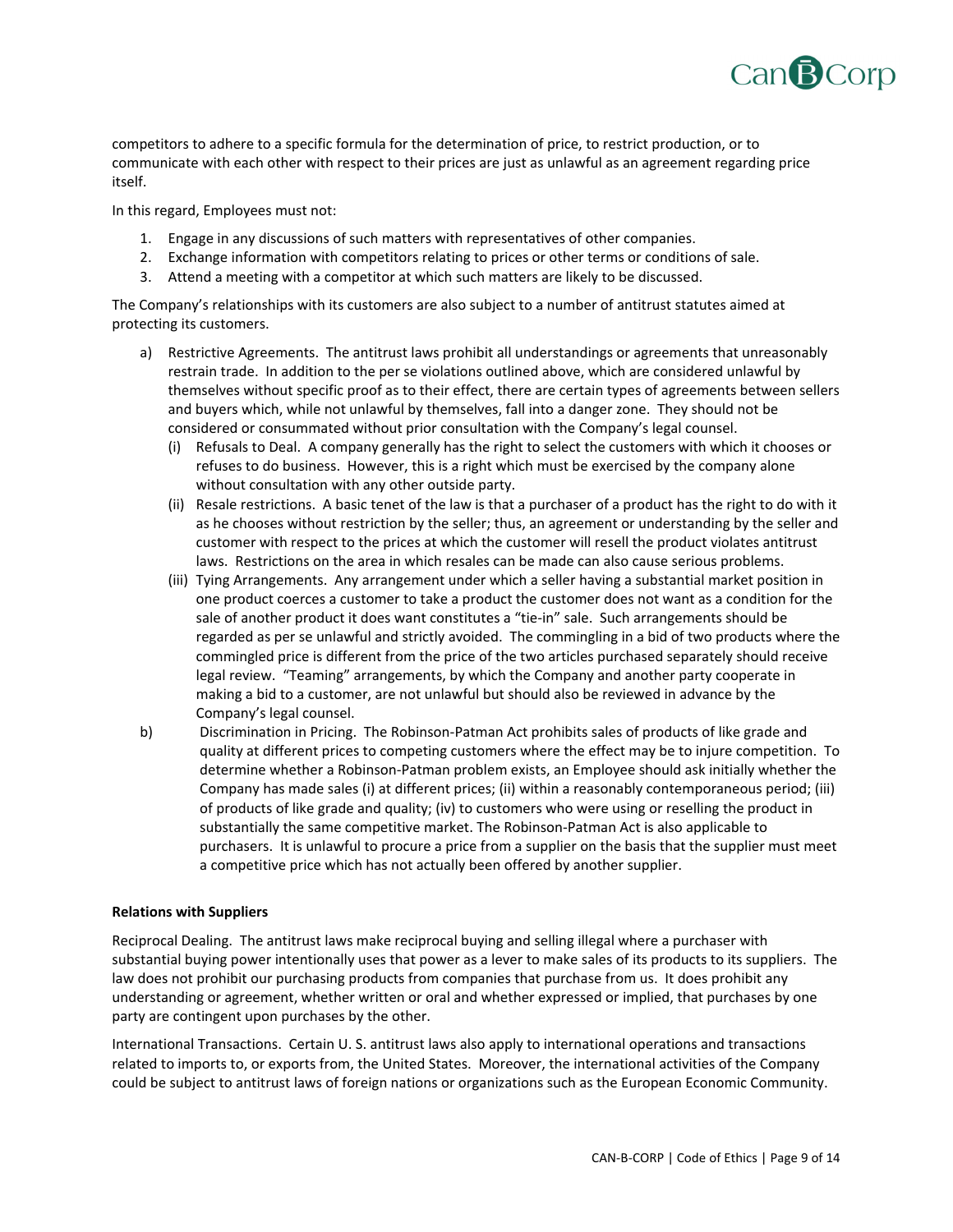competitors to adhere to a specific formula for the determination of price, to restrict production, or to communicate with each other with respect to their prices are just as unlawful as an agreement regarding price itself.

In this regard, Employees must not:

1. Engage in any discussions of such matters with representatives of other companies.
2. Exchange information with competitors relating to prices or other terms or conditions of sale.
3. Attend a meeting with a competitor at which such matters are likely to be discussed.

The Company's relationships with its customers are also subject to a number of antitrust statutes aimed at protecting its customers.

a) Restrictive Agreements. The antitrust laws prohibit all understandings or agreements that unreasonably restrain trade. In addition to the per se violations outlined above, which are considered unlawful by themselves without specific proof as to their effect, there are certain types of agreements between sellers and buyers which, while not unlawful by themselves, fall into a danger zone. They should not be considered or consummated without prior consultation with the Company's legal counsel.
   (i) Refusals to Deal. A company generally has the right to select the customers with which it chooses or refuses to do business. However, this is a right which must be exercised by the company alone without consultation with any other outside party.
   (ii) Resale restrictions. A basic tenet of the law is that a purchaser of a product has the right to do with it as he chooses without restriction by the seller; thus, an agreement or understanding by the seller and customer with respect to the prices at which the customer will resell the product violates antitrust laws. Restrictions on the area in which resales can be made can also cause serious problems.
   (iii) Tying Arrangements. Any arrangement under which a seller having a substantial market position in one product coerces a customer to take a product the customer does not want as a condition for the sale of another product it does want constitutes a "tie-in" sale. Such arrangements should be regarded as per se unlawful and strictly avoided. The commingling in a bid of two products where the commingled price is different from the price of the two articles purchased separately should receive legal review. "Teaming" arrangements, by which the Company and another party cooperate in making a bid to a customer, are not unlawful but should also be reviewed in advance by the Company's legal counsel.

b) Discrimination in Pricing. The Robinson-Patman Act prohibits sales of products of like grade and quality at different prices to competing customers where the effect may be to injure competition. To determine whether a Robinson-Patman problem exists, an Employee should ask initially whether the Company has made sales (i) at different prices; (ii) within a reasonably contemporaneous period; (iii) of products of like grade and quality; (iv) to customers who were using or reselling the product in substantially the same competitive market. The Robinson-Patman Act is also applicable to purchasers. It is unlawful to procure a price from a supplier on the basis that the supplier must meet a competitive price which has not actually been offered by another supplier.

**Relations with Suppliers**

Reciprocal Dealing. The antitrust laws make reciprocal buying and selling illegal where a purchaser with substantial buying power intentionally uses that power as a lever to make sales of its products to its suppliers. The law does not prohibit our purchasing products from companies that purchase from us. It does prohibit any understanding or agreement, whether written or oral and whether expressed or implied, that purchases by one party are contingent upon purchases by the other.

International Transactions. Certain U. S. antitrust laws also apply to international operations and transactions related to imports to, or exports from, the United States. Moreover, the international activities of the Company could be subject to antitrust laws of foreign nations or organizations such as the European Economic Community.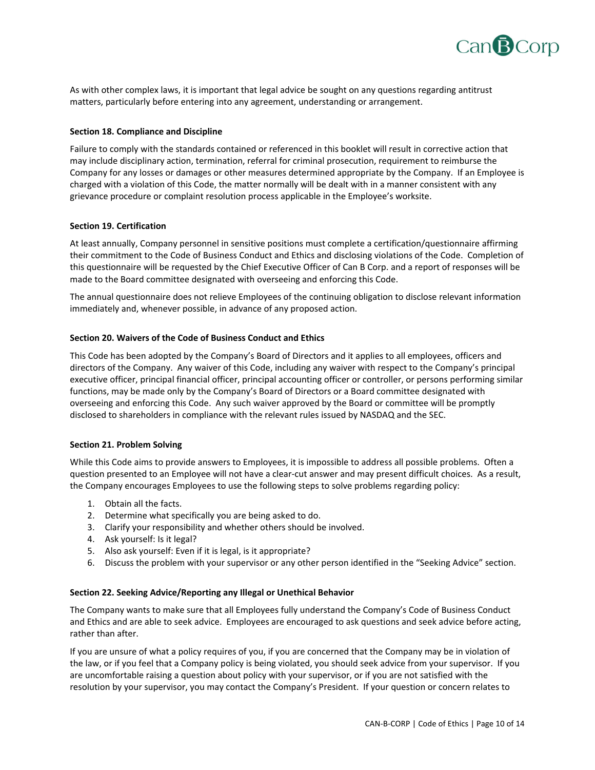As with other complex laws, it is important that legal advice be sought on any questions regarding antitrust matters, particularly before entering into any agreement, understanding or arrangement.

**Section 18. Compliance and Discipline**

Failure to comply with the standards contained or referenced in this booklet will result in corrective action that may include disciplinary action, termination, referral for criminal prosecution, requirement to reimburse the Company for any losses or damages or other measures determined appropriate by the Company. If an Employee is charged with a violation of this Code, the matter normally will be dealt with in a manner consistent with any grievance procedure or complaint resolution process applicable in the Employee's worksite.

**Section 19. Certification**

At least annually, Company personnel in sensitive positions must complete a certification/questionnaire affirming their commitment to the Code of Business Conduct and Ethics and disclosing violations of the Code. Completion of this questionnaire will be requested by the Chief Executive Officer of Can B Corp. and a report of responses will be made to the Board committee designated with overseeing and enforcing this Code.

The annual questionnaire does not relieve Employees of the continuing obligation to disclose relevant information immediately and, whenever possible, in advance of any proposed action.

**Section 20. Waivers of the Code of Business Conduct and Ethics**

This Code has been adopted by the Company's Board of Directors and it applies to all employees, officers and directors of the Company. Any waiver of this Code, including any waiver with respect to the Company's principal executive officer, principal financial officer, principal accounting officer or controller, or persons performing similar functions, may be made only by the Company's Board of Directors or a Board committee designated with overseeing and enforcing this Code. Any such waiver approved by the Board or committee will be promptly disclosed to shareholders in compliance with the relevant rules issued by NASDAQ and the SEC.

**Section 21. Problem Solving**

While this Code aims to provide answers to Employees, it is impossible to address all possible problems. Often a question presented to an Employee will not have a clear-cut answer and may present difficult choices. As a result, the Company encourages Employees to use the following steps to solve problems regarding policy:

1. Obtain all the facts.
2. Determine what specifically you are being asked to do.
3. Clarify your responsibility and whether others should be involved.
4. Ask yourself: Is it legal?
5. Also ask yourself: Even if it is legal, is it appropriate?
6. Discuss the problem with your supervisor or any other person identified in the "Seeking Advice" section.

**Section 22. Seeking Advice/Reporting any Illegal or Unethical Behavior**

The Company wants to make sure that all Employees fully understand the Company's Code of Business Conduct and Ethics and are able to seek advice. Employees are encouraged to ask questions and seek advice before acting, rather than after.

If you are unsure of what a policy requires of you, if you are concerned that the Company may be in violation of the law, or if you feel that a Company policy is being violated, you should seek advice from your supervisor. If you are uncomfortable raising a question about policy with your supervisor, or if you are not satisfied with the resolution by your supervisor, you may contact the Company's President. If your question or concern relates to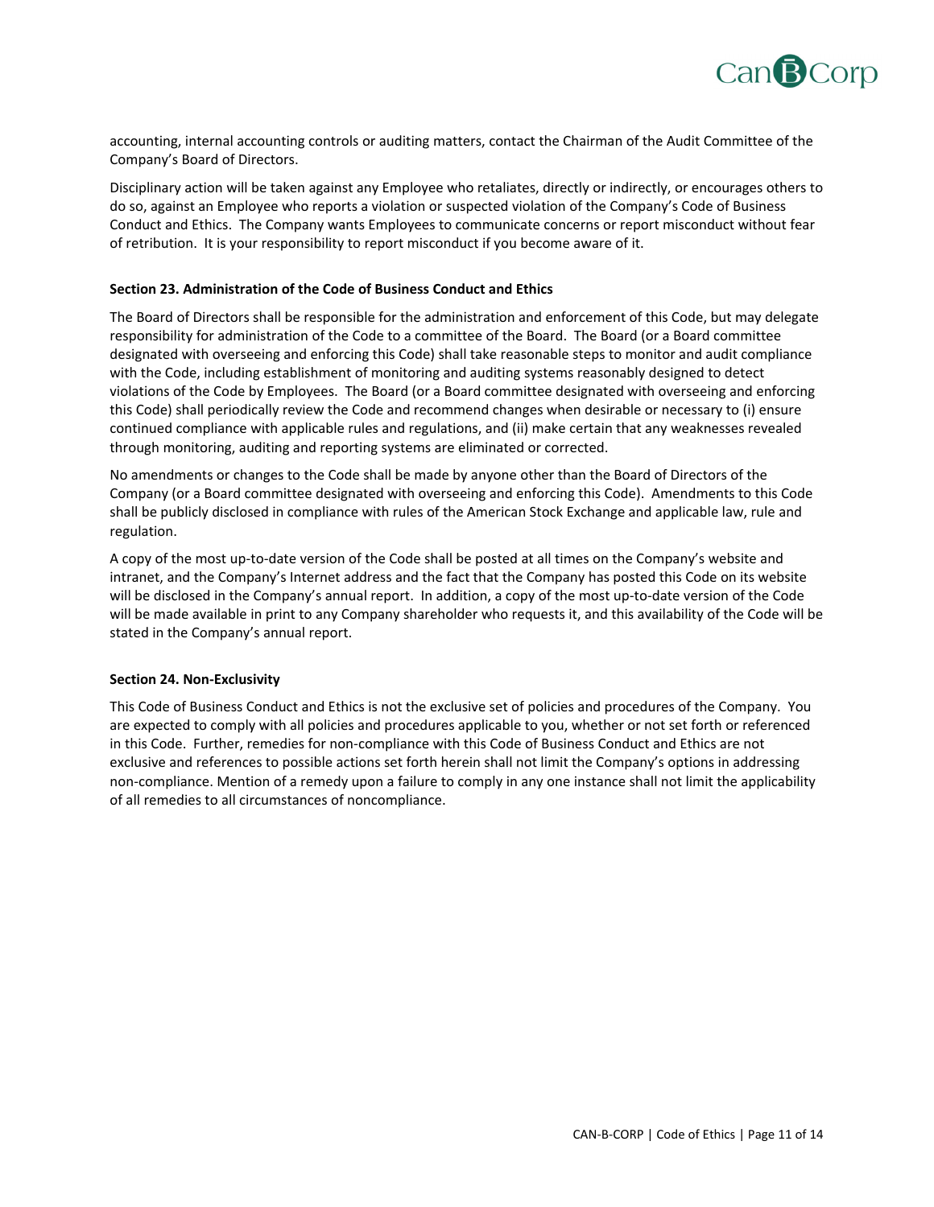accounting, internal accounting controls or auditing matters, contact the Chairman of the Audit Committee of the Company's Board of Directors.

Disciplinary action will be taken against any Employee who retaliates, directly or indirectly, or encourages others to do so, against an Employee who reports a violation or suspected violation of the Company's Code of Business Conduct and Ethics. The Company wants Employees to communicate concerns or report misconduct without fear of retribution. It is your responsibility to report misconduct if you become aware of it.

**Section 23. Administration of the Code of Business Conduct and Ethics**

The Board of Directors shall be responsible for the administration and enforcement of this Code, but may delegate responsibility for administration of the Code to a committee of the Board. The Board (or a Board committee designated with overseeing and enforcing this Code) shall take reasonable steps to monitor and audit compliance with the Code, including establishment of monitoring and auditing systems reasonably designed to detect violations of the Code by Employees. The Board (or a Board committee designated with overseeing and enforcing this Code) shall periodically review the Code and recommend changes when desirable or necessary to (i) ensure continued compliance with applicable rules and regulations, and (ii) make certain that any weaknesses revealed through monitoring, auditing and reporting systems are eliminated or corrected.

No amendments or changes to the Code shall be made by anyone other than the Board of Directors of the Company (or a Board committee designated with overseeing and enforcing this Code). Amendments to this Code shall be publicly disclosed in compliance with rules of the American Stock Exchange and applicable law, rule and regulation.

A copy of the most up-to-date version of the Code shall be posted at all times on the Company's website and intranet, and the Company's Internet address and the fact that the Company has posted this Code on its website will be disclosed in the Company's annual report. In addition, a copy of the most up-to-date version of the Code will be made available in print to any Company shareholder who requests it, and this availability of the Code will be stated in the Company's annual report.

**Section 24. Non-Exclusivity**

This Code of Business Conduct and Ethics is not the exclusive set of policies and procedures of the Company. You are expected to comply with all policies and procedures applicable to you, whether or not set forth or referenced in this Code. Further, remedies for non-compliance with this Code of Business Conduct and Ethics are not exclusive and references to possible actions set forth herein shall not limit the Company's options in addressing non-compliance. Mention of a remedy upon a failure to comply in any one instance shall not limit the applicability of all remedies to all circumstances of noncompliance.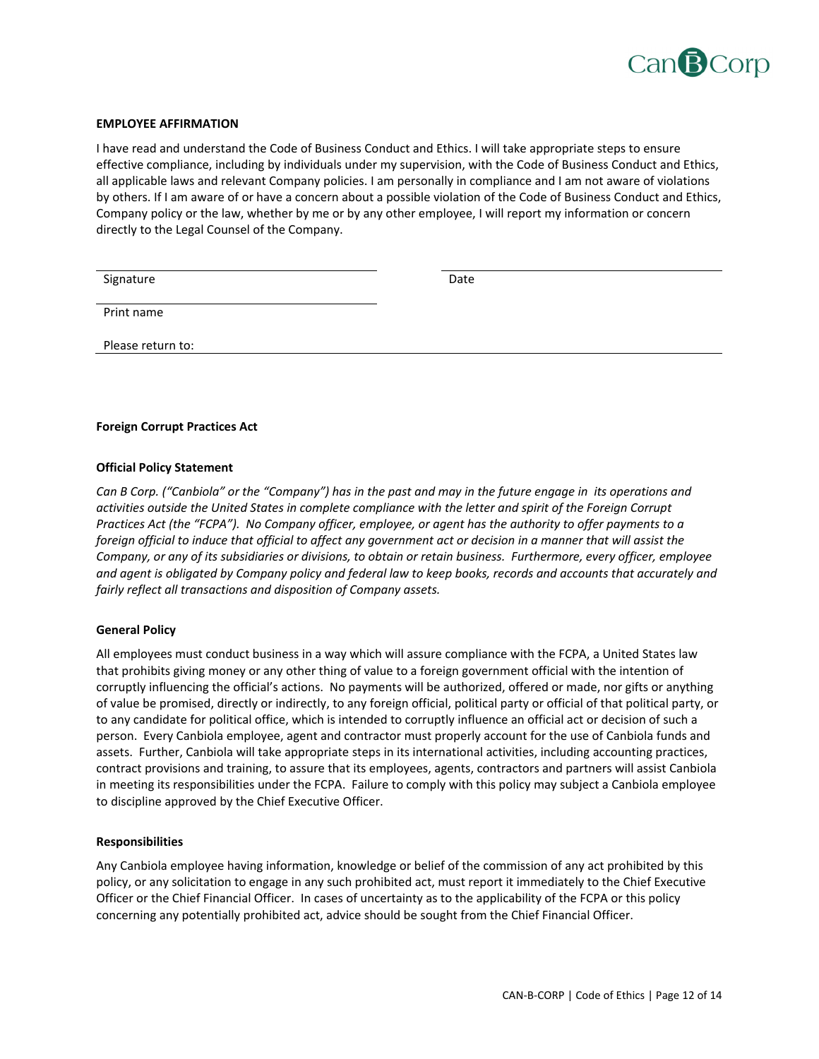**EMPLOYEE AFFIRMATION**

I have read and understand the Code of Business Conduct and Ethics. I will take appropriate steps to ensure effective compliance, including by individuals under my supervision, with the Code of Business Conduct and Ethics, all applicable laws and relevant Company policies. I am personally in compliance and I am not aware of violations by others. If I am aware of or have a concern about a possible violation of the Code of Business Conduct and Ethics, Company policy or the law, whether by me or by any other employee, I will report my information or concern directly to the Legal Counsel of the Company.

Signature ______________________ Date ______________________

Print name ______________________

Please return to: ______________________

**Foreign Corrupt Practices Act**

**Official Policy Statement**

*Can B Corp. ("Canbiola" or the "Company") has in the past and may in the future engage in its operations and activities outside the United States in complete compliance with the letter and spirit of the Foreign Corrupt Practices Act (the "FCPA"). No Company officer, employee, or agent has the authority to offer payments to a foreign official to induce that official to affect any government act or decision in a manner that will assist the Company, or any of its subsidiaries or divisions, to obtain or retain business. Furthermore, every officer, employee and agent is obligated by Company policy and federal law to keep books, records and accounts that accurately and fairly reflect all transactions and disposition of Company assets.*

**General Policy**

All employees must conduct business in a way which will assure compliance with the FCPA, a United States law that prohibits giving money or any other thing of value to a foreign government official with the intention of corruptly influencing the official's actions. No payments will be authorized, offered or made, nor gifts or anything of value be promised, directly or indirectly, to any foreign official, political party or official of that political party, or to any candidate for political office, which is intended to corruptly influence an official act or decision of such a person. Every Canbiola employee, agent and contractor must properly account for the use of Canbiola funds and assets. Further, Canbiola will take appropriate steps in its international activities, including accounting practices, contract provisions and training, to assure that its employees, agents, contractors and partners will assist Canbiola in meeting its responsibilities under the FCPA. Failure to comply with this policy may subject a Canbiola employee to discipline approved by the Chief Executive Officer.

**Responsibilities**

Any Canbiola employee having information, knowledge or belief of the commission of any act prohibited by this policy, or any solicitation to engage in any such prohibited act, must report it immediately to the Chief Executive Officer or the Chief Financial Officer. In cases of uncertainty as to the applicability of the FCPA or this policy concerning any potentially prohibited act, advice should be sought from the Chief Financial Officer.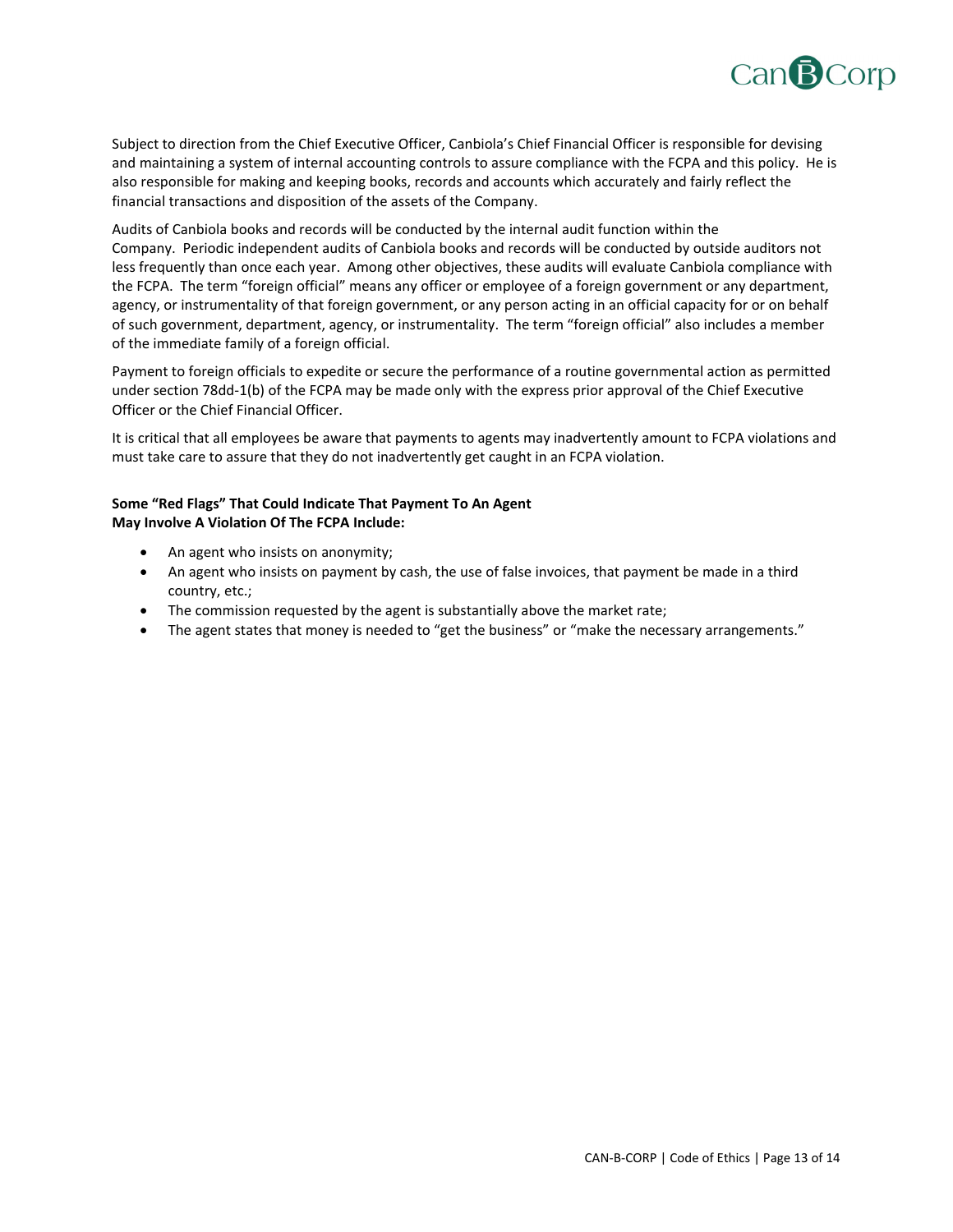Subject to direction from the Chief Executive Officer, Canbiola's Chief Financial Officer is responsible for devising and maintaining a system of internal accounting controls to assure compliance with the FCPA and this policy. He is also responsible for making and keeping books, records and accounts which accurately and fairly reflect the financial transactions and disposition of the assets of the Company.

Audits of Canbiola books and records will be conducted by the internal audit function within the Company. Periodic independent audits of Canbiola books and records will be conducted by outside auditors not less frequently than once each year. Among other objectives, these audits will evaluate Canbiola compliance with the FCPA. The term "foreign official" means any officer or employee of a foreign government or any department, agency, or instrumentality of that foreign government, or any person acting in an official capacity for or on behalf of such government, department, agency, or instrumentality. The term "foreign official" also includes a member of the immediate family of a foreign official.

Payment to foreign officials to expedite or secure the performance of a routine governmental action as permitted under section 78dd-1(b) of the FCPA may be made only with the express prior approval of the Chief Executive Officer or the Chief Financial Officer.

It is critical that all employees be aware that payments to agents may inadvertently amount to FCPA violations and must take care to assure that they do not inadvertently get caught in an FCPA violation.

**Some "Red Flags" That Could Indicate That Payment To An Agent May Involve A Violation Of The FCPA Include:**

- An agent who insists on anonymity;
- An agent who insists on payment by cash, the use of false invoices, that payment be made in a third country, etc.;
- The commission requested by the agent is substantially above the market rate;
- The agent states that money is needed to "get the business" or "make the necessary arrangements."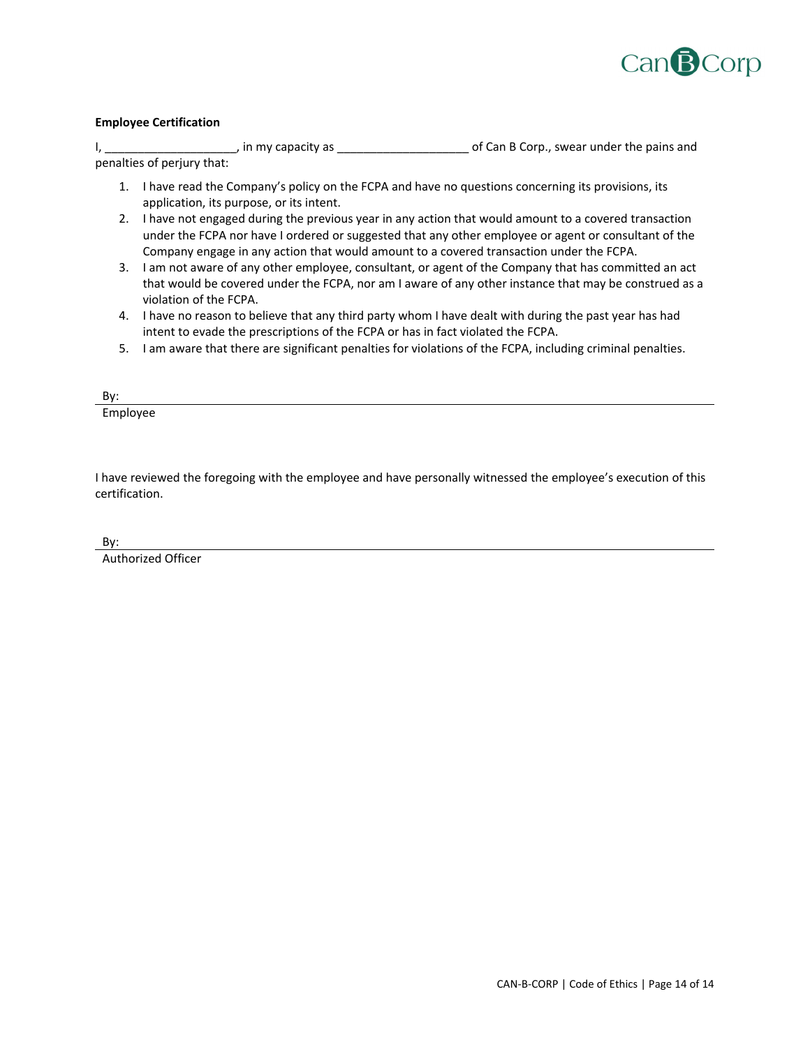**Employee Certification**

I, ____________________, in my capacity as ____________________ of Can B Corp., swear under the pains and penalties of perjury that:

1. I have read the Company's policy on the FCPA and have no questions concerning its provisions, its application, its purpose, or its intent.
2. I have not engaged during the previous year in any action that would amount to a covered transaction under the FCPA nor have I ordered or suggested that any other employee or agent or consultant of the Company engage in any action that would amount to a covered transaction under the FCPA.
3. I am not aware of any other employee, consultant, or agent of the Company that has committed an act that would be covered under the FCPA, nor am I aware of any other instance that may be construed as a violation of the FCPA.
4. I have no reason to believe that any third party whom I have dealt with during the past year has had intent to evade the prescriptions of the FCPA or has in fact violated the FCPA.
5. I am aware that there are significant penalties for violations of the FCPA, including criminal penalties.

By: ______________________________

Employee

I have reviewed the foregoing with the employee and have personally witnessed the employee's execution of this certification.

By: ______________________________

Authorized Officer